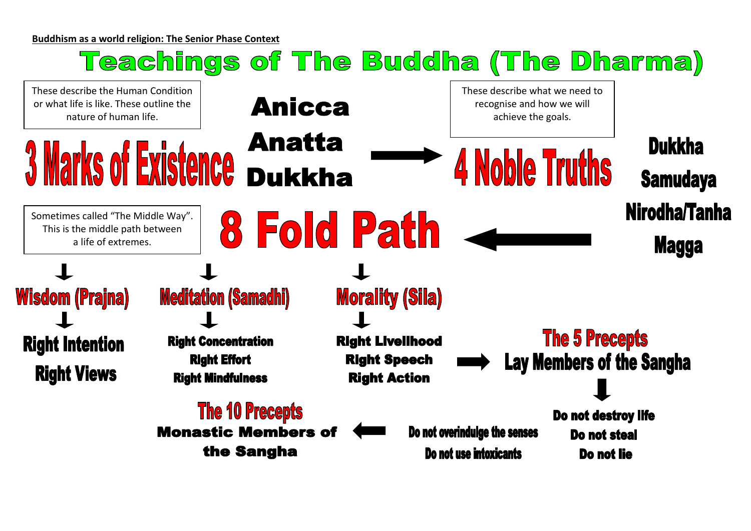**Buddhism as a world religion: The Senior Phase Context**

# Teachings of The Buddha (The Dharma)

## 3 Marks of Existence

These describe the Human Condition or what life is like. These outline the nature of human life.

- Anicca
- Anatta
- Dukkha

## 4 Noble Truths

These describe what we need to recognise and how we will achieve the goals.

- Dukkha
- Samudaya
- Nirodha/Tanha
- Magga

## 8 Fold Path

Sometimes called "The Middle Way". This is the middle path between a life of extremes.

### Wisdom (Prajna)

- Right Intention
- Right Views

### Meditation (Samadhi)

- Right Concentration
- Right Effort
- Right Mindfulness

### Morality (Sila)

- Right Livelihood
- Right Speech
- Right Action

## The 5 Precepts

**Lay Members of the Sangha**

- Do not destroy life
- Do not steal
- Do not lie
- Do not overindulge the senses
- Do not use intoxicants

## The 10 Precepts

**Monastic Members of the Sangha**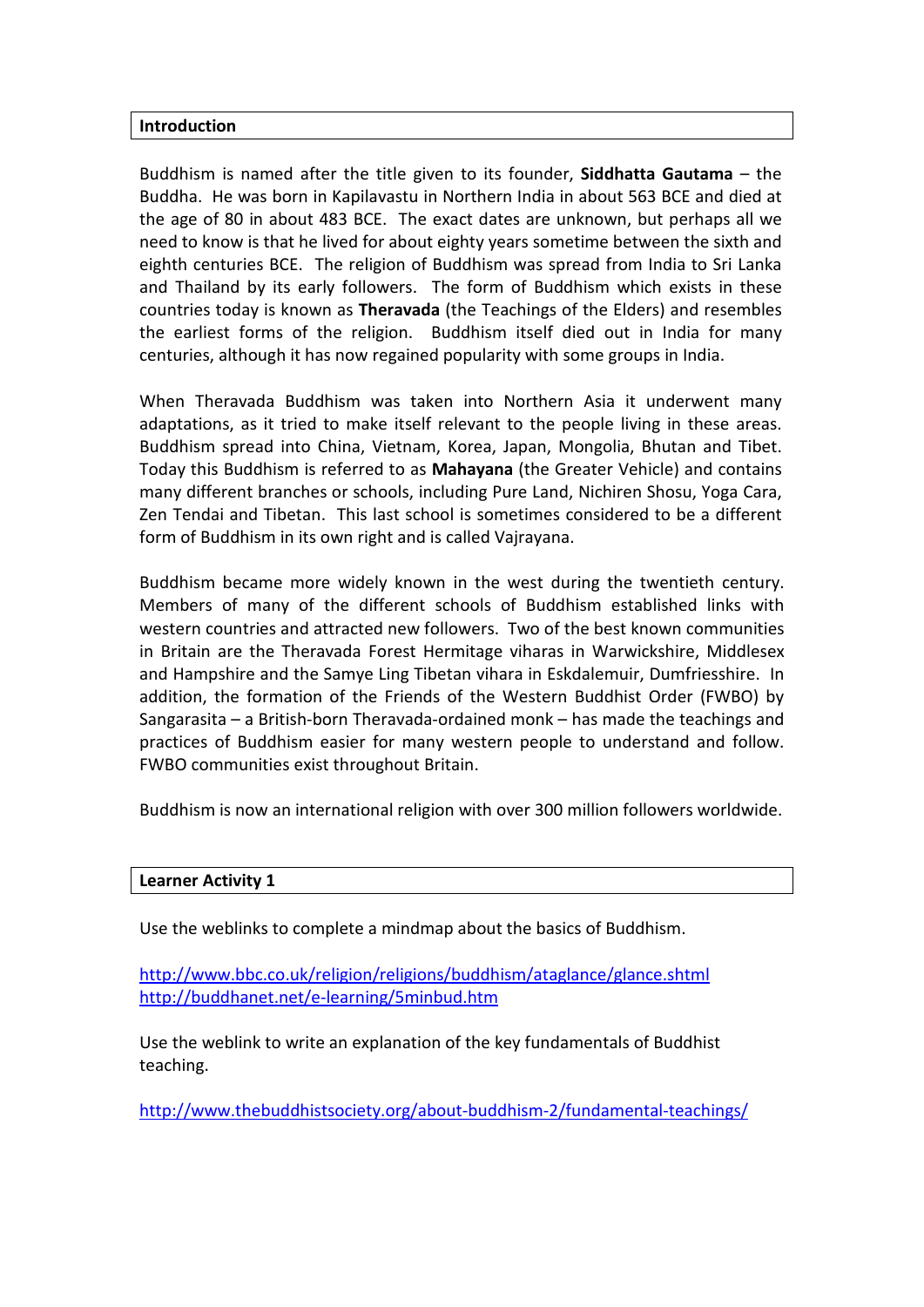## Introduction

Buddhism is named after the title given to its founder, **Siddhatta Gautama** – the Buddha. He was born in Kapilavastu in Northern India in about 563 BCE and died at the age of 80 in about 483 BCE. The exact dates are unknown, but perhaps all we need to know is that he lived for about eighty years sometime between the sixth and eighth centuries BCE. The religion of Buddhism was spread from India to Sri Lanka and Thailand by its early followers. The form of Buddhism which exists in these countries today is known as **Theravada** (the Teachings of the Elders) and resembles the earliest forms of the religion. Buddhism itself died out in India for many centuries, although it has now regained popularity with some groups in India.

When Theravada Buddhism was taken into Northern Asia it underwent many adaptations, as it tried to make itself relevant to the people living in these areas. Buddhism spread into China, Vietnam, Korea, Japan, Mongolia, Bhutan and Tibet. Today this Buddhism is referred to as **Mahayana** (the Greater Vehicle) and contains many different branches or schools, including Pure Land, Nichiren Shosu, Yoga Cara, Zen Tendai and Tibetan. This last school is sometimes considered to be a different form of Buddhism in its own right and is called Vajrayana.

Buddhism became more widely known in the west during the twentieth century. Members of many of the different schools of Buddhism established links with western countries and attracted new followers. Two of the best known communities in Britain are the Theravada Forest Hermitage viharas in Warwickshire, Middlesex and Hampshire and the Samye Ling Tibetan vihara in Eskdalemuir, Dumfriesshire. In addition, the formation of the Friends of the Western Buddhist Order (FWBO) by Sangarasita – a British-born Theravada-ordained monk – has made the teachings and practices of Buddhism easier for many western people to understand and follow. FWBO communities exist throughout Britain.

Buddhism is now an international religion with over 300 million followers worldwide.

## Learner Activity 1

Use the weblinks to complete a mindmap about the basics of Buddhism.

http://www.bbc.co.uk/religion/religions/buddhism/ataglance/glance.shtml
http://buddhanet.net/e-learning/5minbud.htm

Use the weblink to write an explanation of the key fundamentals of Buddhist teaching.

http://www.thebuddhistsociety.org/about-buddhism-2/fundamental-teachings/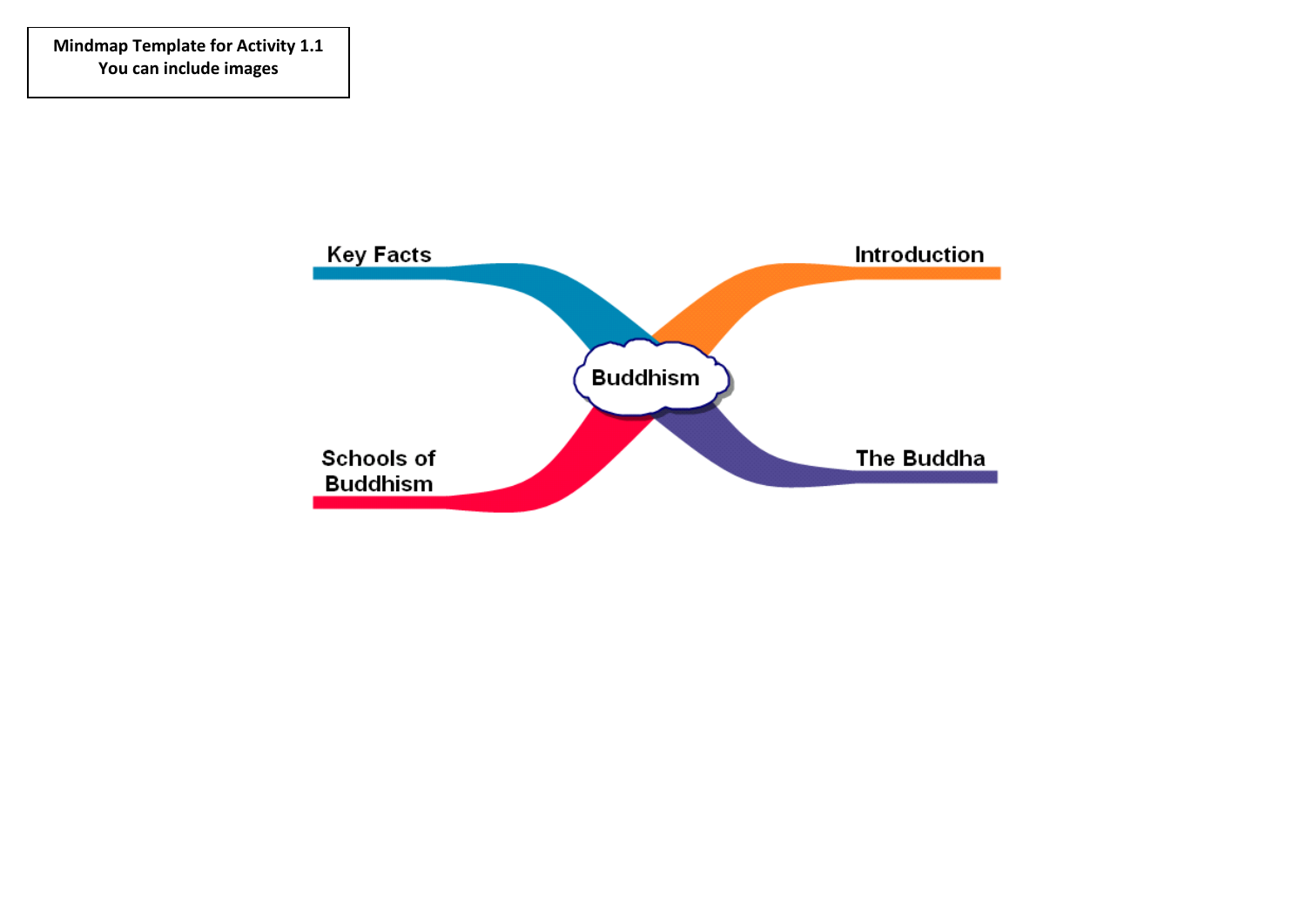**Mindmap Template for Activity 1.1**
**You can include images**

Key Facts

Introduction

Buddhism

Schools of Buddhism

The Buddha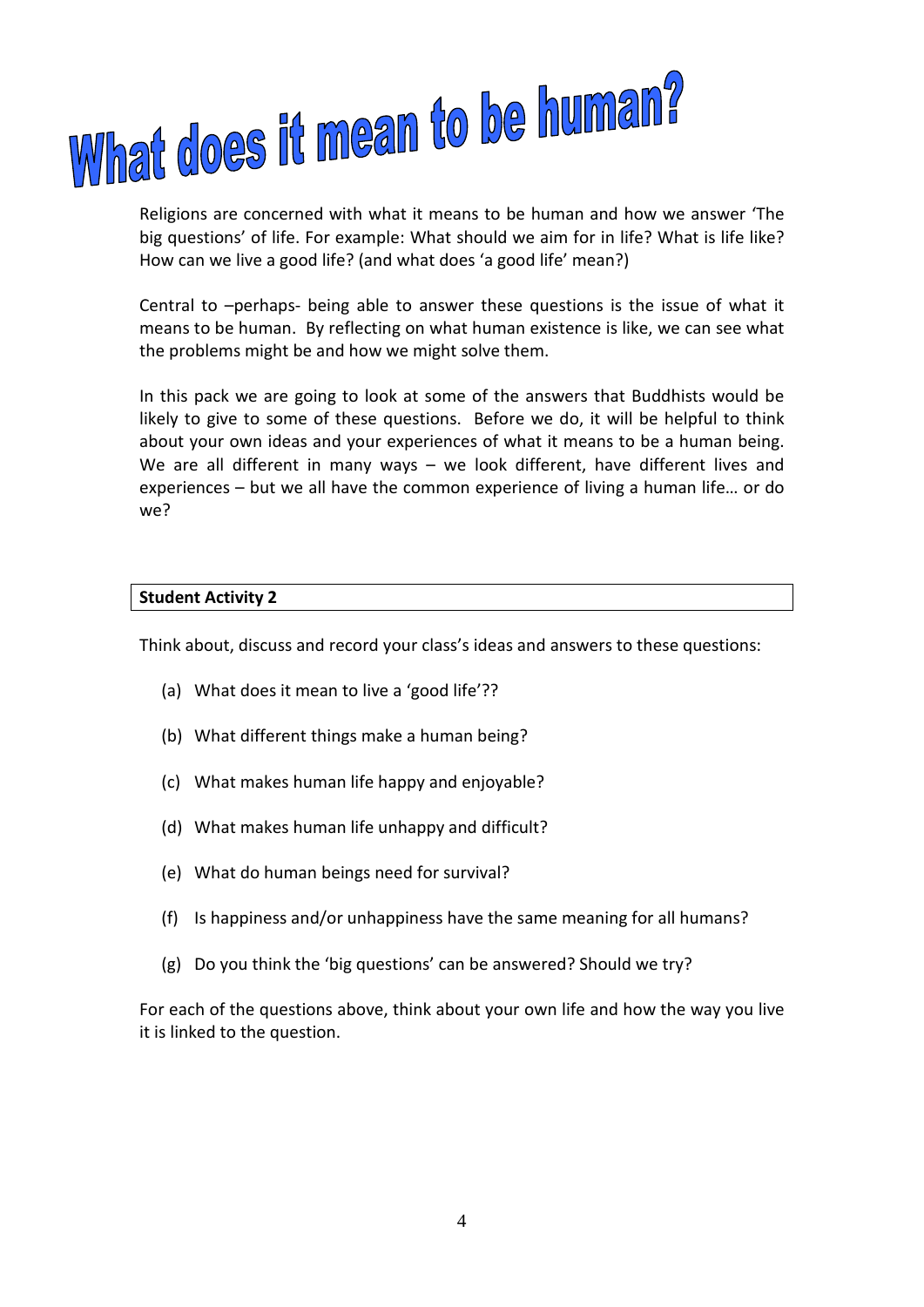# What does it mean to be human?

Religions are concerned with what it means to be human and how we answer 'The big questions' of life. For example: What should we aim for in life? What is life like? How can we live a good life? (and what does 'a good life' mean?)

Central to –perhaps- being able to answer these questions is the issue of what it means to be human. By reflecting on what human existence is like, we can see what the problems might be and how we might solve them.

In this pack we are going to look at some of the answers that Buddhists would be likely to give to some of these questions. Before we do, it will be helpful to think about your own ideas and your experiences of what it means to be a human being. We are all different in many ways – we look different, have different lives and experiences – but we all have the common experience of living a human life… or do we?

**Student Activity 2**

Think about, discuss and record your class's ideas and answers to these questions:

(a) What does it mean to live a 'good life'??

(b) What different things make a human being?

(c) What makes human life happy and enjoyable?

(d) What makes human life unhappy and difficult?

(e) What do human beings need for survival?

(f) Is happiness and/or unhappiness have the same meaning for all humans?

(g) Do you think the 'big questions' can be answered? Should we try?

For each of the questions above, think about your own life and how the way you live it is linked to the question.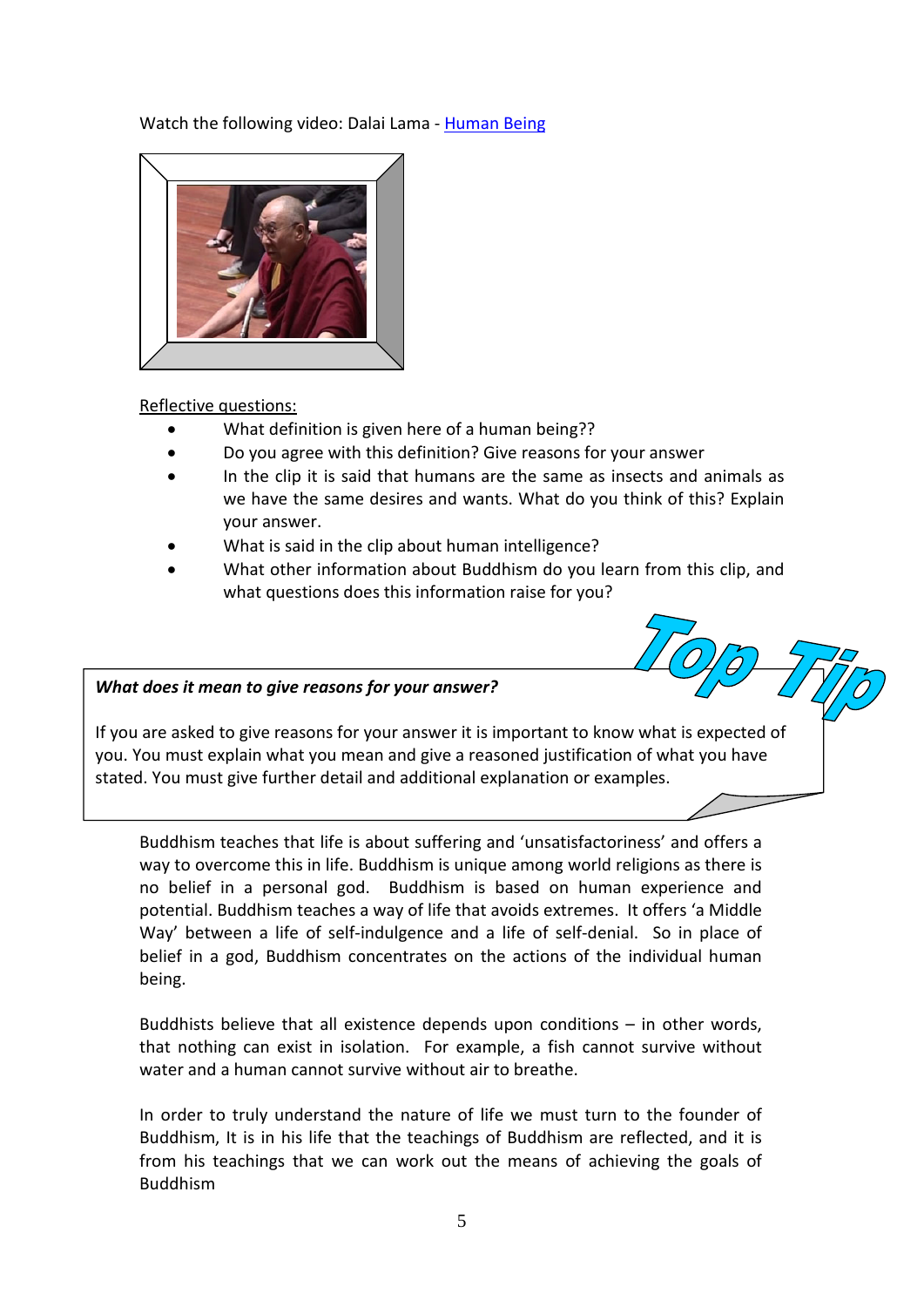Watch the following video: Dalai Lama - Human Being

Reflective questions:

- What definition is given here of a human being??
- Do you agree with this definition? Give reasons for your answer
- In the clip it is said that humans are the same as insects and animals as we have the same desires and wants. What do you think of this? Explain your answer.
- What is said in the clip about human intelligence?
- What other information about Buddhism do you learn from this clip, and what questions does this information raise for you?

**Top Tip**

***What does it mean to give reasons for your answer?***

If you are asked to give reasons for your answer it is important to know what is expected of you. You must explain what you mean and give a reasoned justification of what you have stated. You must give further detail and additional explanation or examples.

Buddhism teaches that life is about suffering and 'unsatisfactoriness' and offers a way to overcome this in life. Buddhism is unique among world religions as there is no belief in a personal god. Buddhism is based on human experience and potential. Buddhism teaches a way of life that avoids extremes. It offers 'a Middle Way' between a life of self-indulgence and a life of self-denial. So in place of belief in a god, Buddhism concentrates on the actions of the individual human being.

Buddhists believe that all existence depends upon conditions – in other words, that nothing can exist in isolation. For example, a fish cannot survive without water and a human cannot survive without air to breathe.

In order to truly understand the nature of life we must turn to the founder of Buddhism, It is in his life that the teachings of Buddhism are reflected, and it is from his teachings that we can work out the means of achieving the goals of Buddhism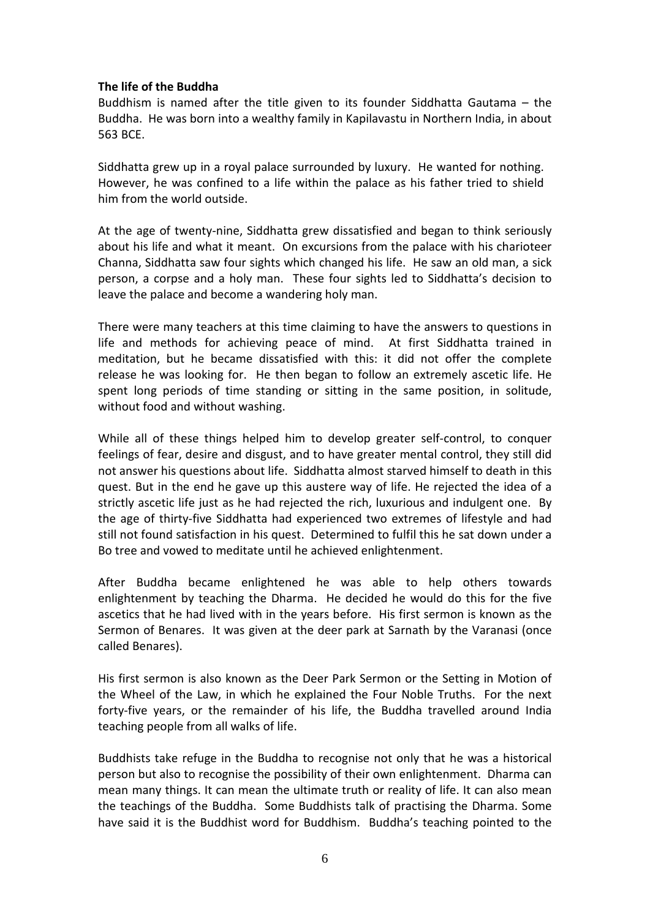**The life of the Buddha**

Buddhism is named after the title given to its founder Siddhatta Gautama – the Buddha. He was born into a wealthy family in Kapilavastu in Northern India, in about 563 BCE.

Siddhatta grew up in a royal palace surrounded by luxury. He wanted for nothing. However, he was confined to a life within the palace as his father tried to shield him from the world outside.

At the age of twenty-nine, Siddhatta grew dissatisfied and began to think seriously about his life and what it meant. On excursions from the palace with his charioteer Channa, Siddhatta saw four sights which changed his life. He saw an old man, a sick person, a corpse and a holy man. These four sights led to Siddhatta's decision to leave the palace and become a wandering holy man.

There were many teachers at this time claiming to have the answers to questions in life and methods for achieving peace of mind. At first Siddhatta trained in meditation, but he became dissatisfied with this: it did not offer the complete release he was looking for. He then began to follow an extremely ascetic life. He spent long periods of time standing or sitting in the same position, in solitude, without food and without washing.

While all of these things helped him to develop greater self-control, to conquer feelings of fear, desire and disgust, and to have greater mental control, they still did not answer his questions about life. Siddhatta almost starved himself to death in this quest. But in the end he gave up this austere way of life. He rejected the idea of a strictly ascetic life just as he had rejected the rich, luxurious and indulgent one. By the age of thirty-five Siddhatta had experienced two extremes of lifestyle and had still not found satisfaction in his quest. Determined to fulfil this he sat down under a Bo tree and vowed to meditate until he achieved enlightenment.

After Buddha became enlightened he was able to help others towards enlightenment by teaching the Dharma. He decided he would do this for the five ascetics that he had lived with in the years before. His first sermon is known as the Sermon of Benares. It was given at the deer park at Sarnath by the Varanasi (once called Benares).

His first sermon is also known as the Deer Park Sermon or the Setting in Motion of the Wheel of the Law, in which he explained the Four Noble Truths. For the next forty-five years, or the remainder of his life, the Buddha travelled around India teaching people from all walks of life.

Buddhists take refuge in the Buddha to recognise not only that he was a historical person but also to recognise the possibility of their own enlightenment. Dharma can mean many things. It can mean the ultimate truth or reality of life. It can also mean the teachings of the Buddha. Some Buddhists talk of practising the Dharma. Some have said it is the Buddhist word for Buddhism. Buddha's teaching pointed to the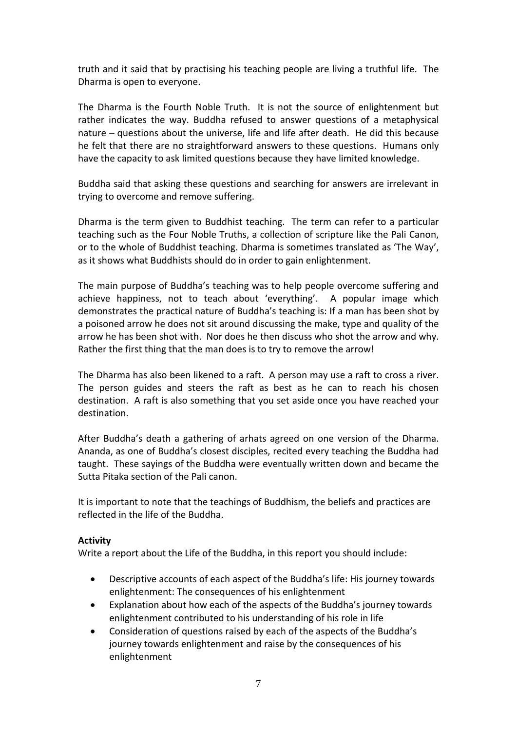truth and it said that by practising his teaching people are living a truthful life. The Dharma is open to everyone.

The Dharma is the Fourth Noble Truth. It is not the source of enlightenment but rather indicates the way. Buddha refused to answer questions of a metaphysical nature – questions about the universe, life and life after death. He did this because he felt that there are no straightforward answers to these questions. Humans only have the capacity to ask limited questions because they have limited knowledge.

Buddha said that asking these questions and searching for answers are irrelevant in trying to overcome and remove suffering.

Dharma is the term given to Buddhist teaching. The term can refer to a particular teaching such as the Four Noble Truths, a collection of scripture like the Pali Canon, or to the whole of Buddhist teaching. Dharma is sometimes translated as 'The Way', as it shows what Buddhists should do in order to gain enlightenment.

The main purpose of Buddha's teaching was to help people overcome suffering and achieve happiness, not to teach about 'everything'. A popular image which demonstrates the practical nature of Buddha's teaching is: If a man has been shot by a poisoned arrow he does not sit around discussing the make, type and quality of the arrow he has been shot with. Nor does he then discuss who shot the arrow and why. Rather the first thing that the man does is to try to remove the arrow!

The Dharma has also been likened to a raft. A person may use a raft to cross a river. The person guides and steers the raft as best as he can to reach his chosen destination. A raft is also something that you set aside once you have reached your destination.

After Buddha's death a gathering of arhats agreed on one version of the Dharma. Ananda, as one of Buddha's closest disciples, recited every teaching the Buddha had taught. These sayings of the Buddha were eventually written down and became the Sutta Pitaka section of the Pali canon.

It is important to note that the teachings of Buddhism, the beliefs and practices are reflected in the life of the Buddha.

**Activity**

Write a report about the Life of the Buddha, in this report you should include:

- Descriptive accounts of each aspect of the Buddha's life: His journey towards enlightenment: The consequences of his enlightenment
- Explanation about how each of the aspects of the Buddha's journey towards enlightenment contributed to his understanding of his role in life
- Consideration of questions raised by each of the aspects of the Buddha's journey towards enlightenment and raise by the consequences of his enlightenment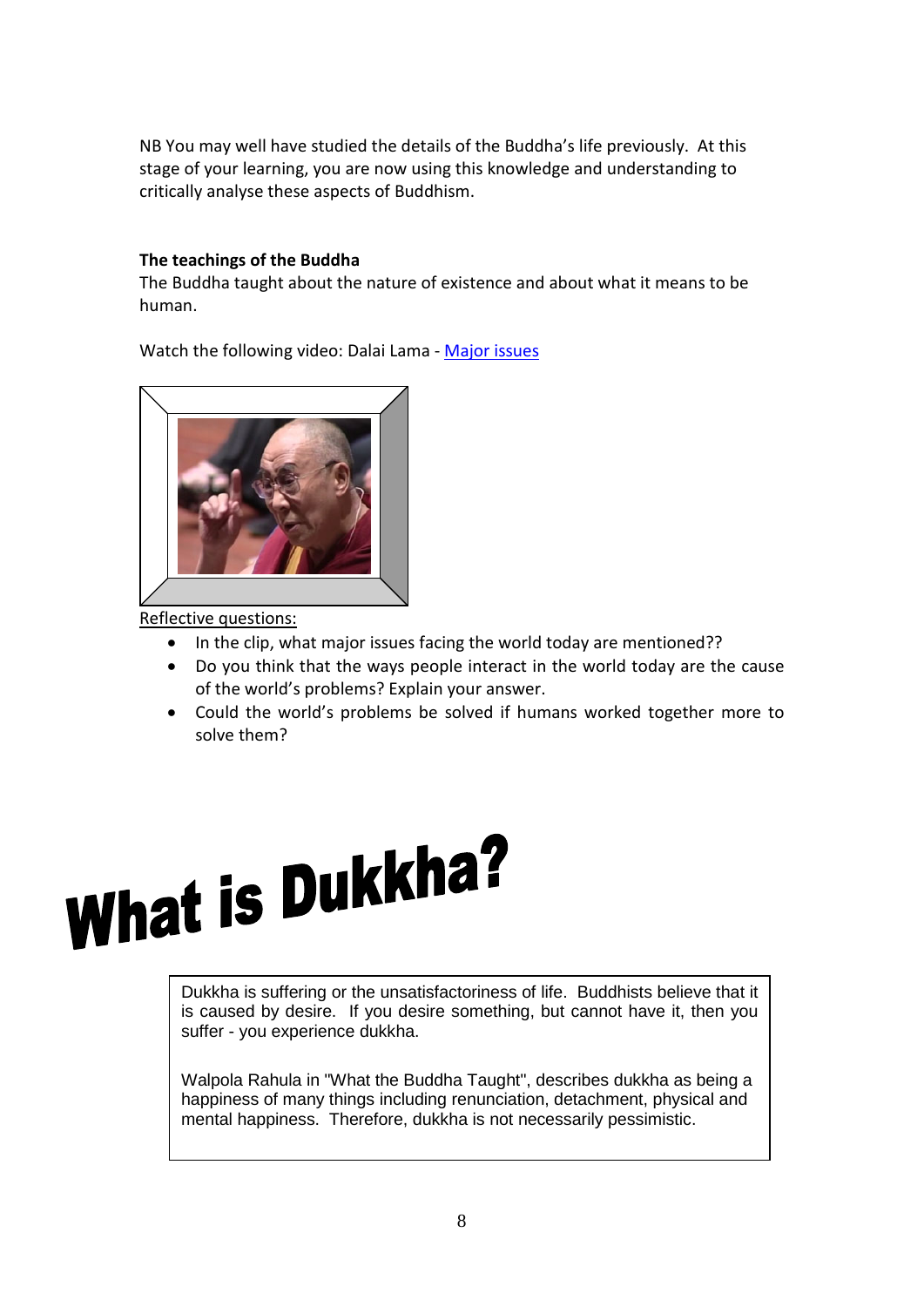NB You may well have studied the details of the Buddha's life previously. At this stage of your learning, you are now using this knowledge and understanding to critically analyse these aspects of Buddhism.

**The teachings of the Buddha**

The Buddha taught about the nature of existence and about what it means to be human.

Watch the following video: Dalai Lama - [Major issues]

Reflective questions:

- In the clip, what major issues facing the world today are mentioned??
- Do you think that the ways people interact in the world today are the cause of the world's problems? Explain your answer.
- Could the world's problems be solved if humans worked together more to solve them?

# What is Dukkha?

Dukkha is suffering or the unsatisfactoriness of life. Buddhists believe that it is caused by desire. If you desire something, but cannot have it, then you suffer - you experience dukkha.

Walpola Rahula in "What the Buddha Taught", describes dukkha as being a happiness of many things including renunciation, detachment, physical and mental happiness. Therefore, dukkha is not necessarily pessimistic.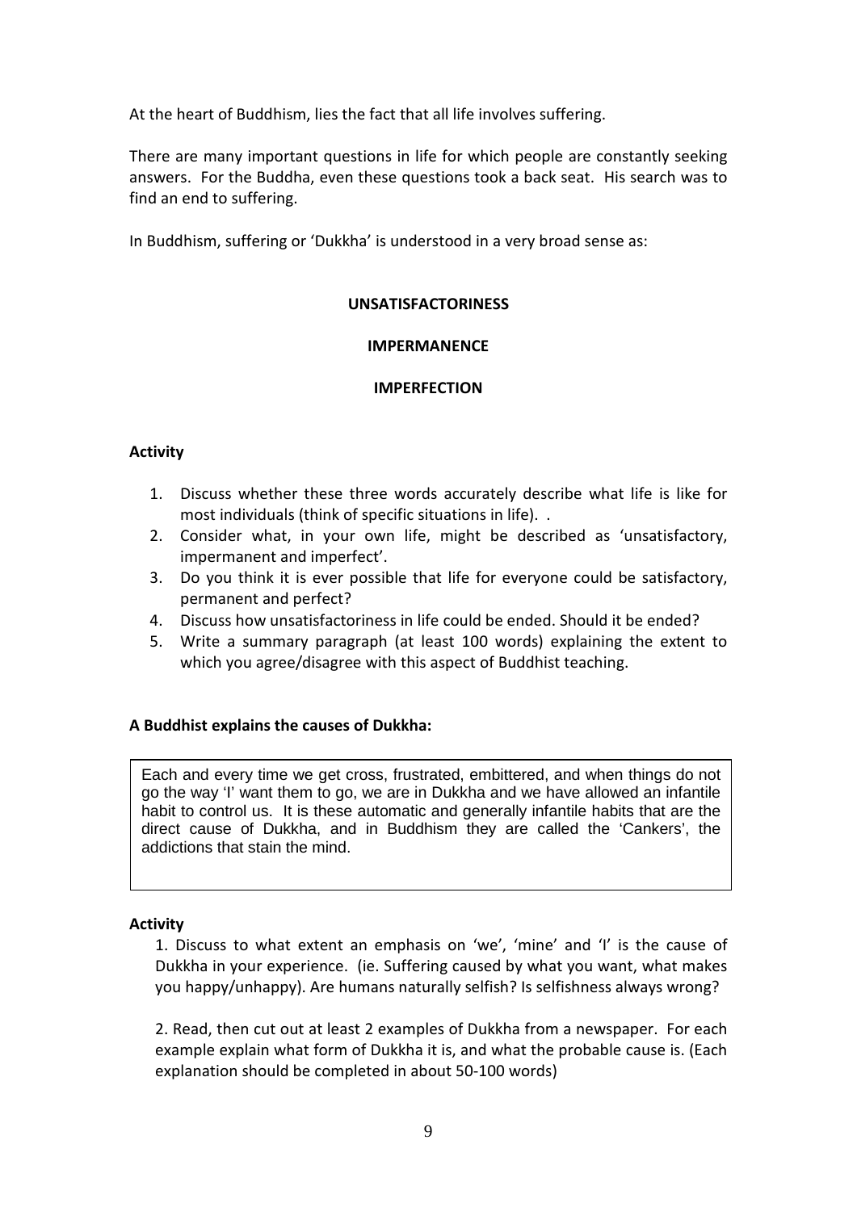At the heart of Buddhism, lies the fact that all life involves suffering.

There are many important questions in life for which people are constantly seeking answers. For the Buddha, even these questions took a back seat. His search was to find an end to suffering.

In Buddhism, suffering or 'Dukkha' is understood in a very broad sense as:

**UNSATISFACTORINESS**

**IMPERMANENCE**

**IMPERFECTION**

**Activity**

1. Discuss whether these three words accurately describe what life is like for most individuals (think of specific situations in life). .
2. Consider what, in your own life, might be described as 'unsatisfactory, impermanent and imperfect'.
3. Do you think it is ever possible that life for everyone could be satisfactory, permanent and perfect?
4. Discuss how unsatisfactoriness in life could be ended. Should it be ended?
5. Write a summary paragraph (at least 100 words) explaining the extent to which you agree/disagree with this aspect of Buddhist teaching.

**A Buddhist explains the causes of Dukkha:**

> Each and every time we get cross, frustrated, embittered, and when things do not go the way 'I' want them to go, we are in Dukkha and we have allowed an infantile habit to control us. It is these automatic and generally infantile habits that are the direct cause of Dukkha, and in Buddhism they are called the 'Cankers', the addictions that stain the mind.

**Activity**

1. Discuss to what extent an emphasis on 'we', 'mine' and 'I' is the cause of Dukkha in your experience. (ie. Suffering caused by what you want, what makes you happy/unhappy). Are humans naturally selfish? Is selfishness always wrong?

2. Read, then cut out at least 2 examples of Dukkha from a newspaper. For each example explain what form of Dukkha it is, and what the probable cause is. (Each explanation should be completed in about 50-100 words)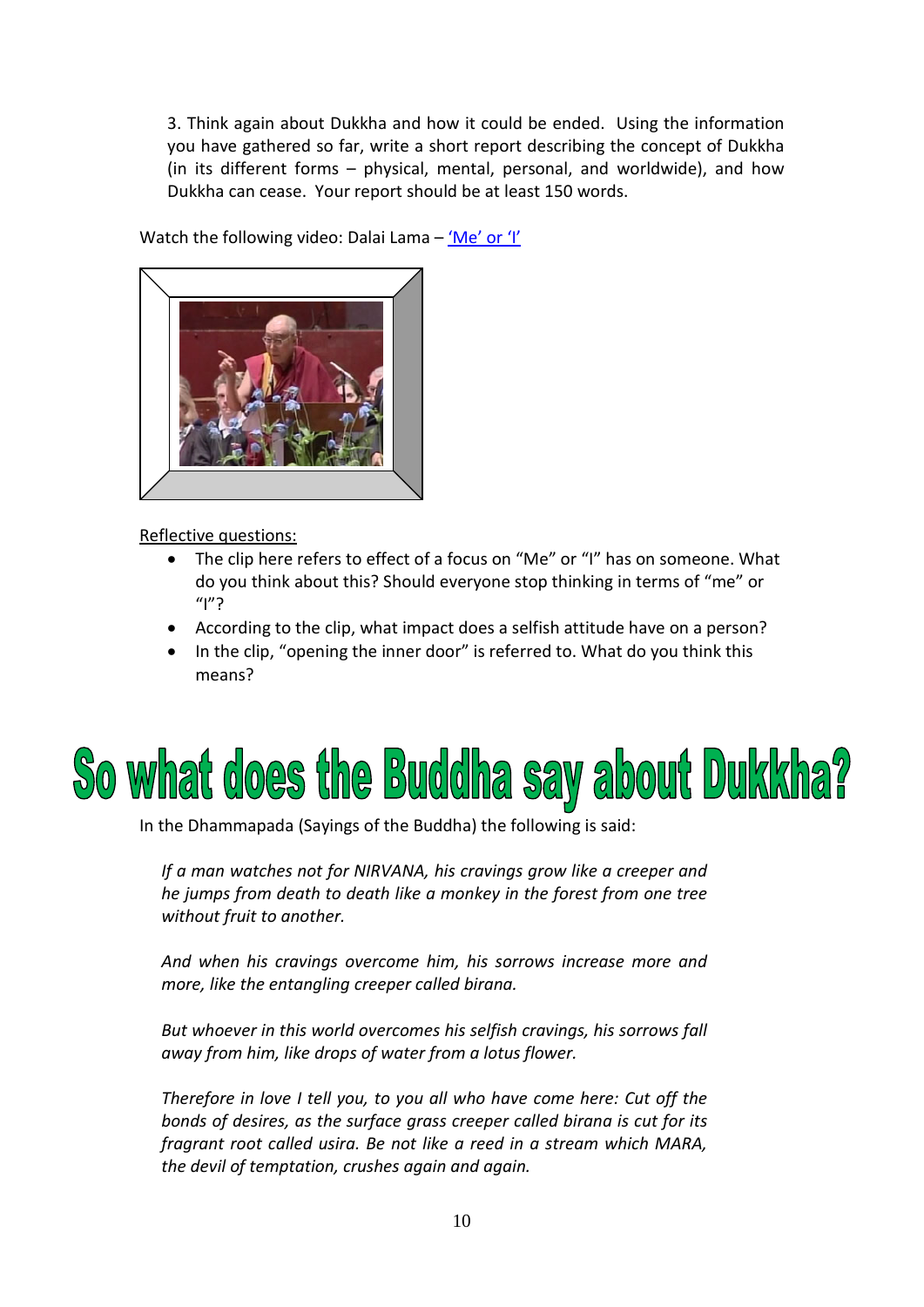3. Think again about Dukkha and how it could be ended. Using the information you have gathered so far, write a short report describing the concept of Dukkha (in its different forms – physical, mental, personal, and worldwide), and how Dukkha can cease. Your report should be at least 150 words.

Watch the following video: Dalai Lama – 'Me' or 'I'

Reflective questions:

- The clip here refers to effect of a focus on "Me" or "I" has on someone. What do you think about this? Should everyone stop thinking in terms of "me" or "I"?
- According to the clip, what impact does a selfish attitude have on a person?
- In the clip, "opening the inner door" is referred to. What do you think this means?

# So what does the Buddha say about Dukkha?

In the Dhammapada (Sayings of the Buddha) the following is said:

> *If a man watches not for NIRVANA, his cravings grow like a creeper and he jumps from death to death like a monkey in the forest from one tree without fruit to another.*
>
> *And when his cravings overcome him, his sorrows increase more and more, like the entangling creeper called birana.*
>
> *But whoever in this world overcomes his selfish cravings, his sorrows fall away from him, like drops of water from a lotus flower.*
>
> *Therefore in love I tell you, to you all who have come here: Cut off the bonds of desires, as the surface grass creeper called birana is cut for its fragrant root called usira. Be not like a reed in a stream which MARA, the devil of temptation, crushes again and again.*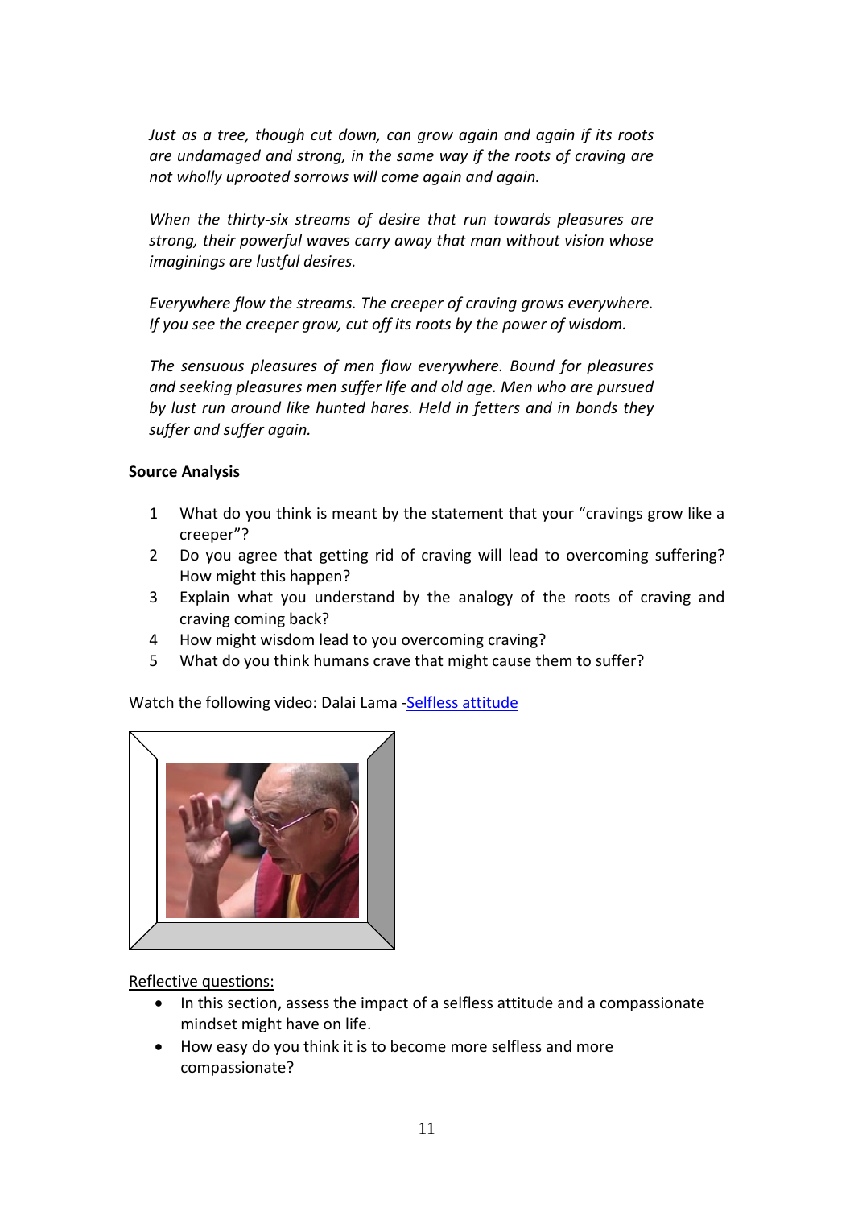*Just as a tree, though cut down, can grow again and again if its roots are undamaged and strong, in the same way if the roots of craving are not wholly uprooted sorrows will come again and again.*

*When the thirty-six streams of desire that run towards pleasures are strong, their powerful waves carry away that man without vision whose imaginings are lustful desires.*

*Everywhere flow the streams. The creeper of craving grows everywhere. If you see the creeper grow, cut off its roots by the power of wisdom.*

*The sensuous pleasures of men flow everywhere. Bound for pleasures and seeking pleasures men suffer life and old age. Men who are pursued by lust run around like hunted hares. Held in fetters and in bonds they suffer and suffer again.*

**Source Analysis**

1. What do you think is meant by the statement that your "cravings grow like a creeper"?
2. Do you agree that getting rid of craving will lead to overcoming suffering? How might this happen?
3. Explain what you understand by the analogy of the roots of craving and craving coming back?
4. How might wisdom lead to you overcoming craving?
5. What do you think humans crave that might cause them to suffer?

Watch the following video: Dalai Lama -Selfless attitude

Reflective questions:

- In this section, assess the impact of a selfless attitude and a compassionate mindset might have on life.
- How easy do you think it is to become more selfless and more compassionate?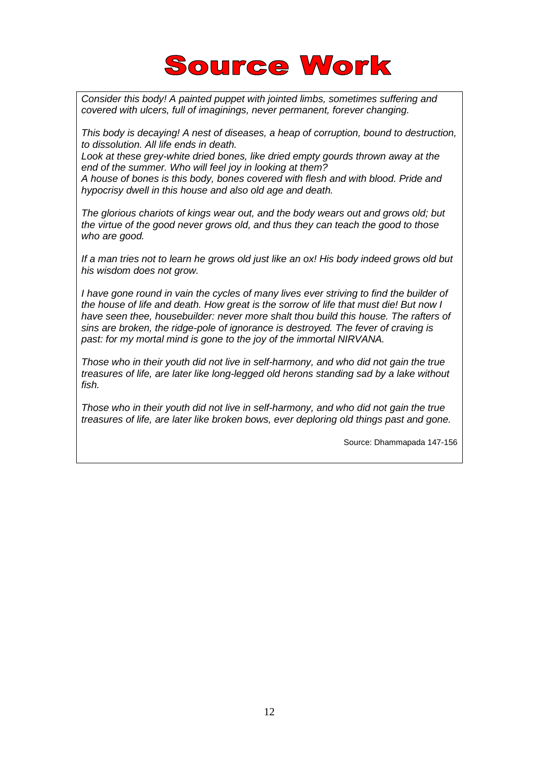# Source Work

*Consider this body! A painted puppet with jointed limbs, sometimes suffering and covered with ulcers, full of imaginings, never permanent, forever changing.*

*This body is decaying! A nest of diseases, a heap of corruption, bound to destruction, to dissolution. All life ends in death.*
*Look at these grey-white dried bones, like dried empty gourds thrown away at the end of the summer. Who will feel joy in looking at them?*
*A house of bones is this body, bones covered with flesh and with blood. Pride and hypocrisy dwell in this house and also old age and death.*

*The glorious chariots of kings wear out, and the body wears out and grows old; but the virtue of the good never grows old, and thus they can teach the good to those who are good.*

*If a man tries not to learn he grows old just like an ox! His body indeed grows old but his wisdom does not grow.*

*I have gone round in vain the cycles of many lives ever striving to find the builder of the house of life and death. How great is the sorrow of life that must die! But now I have seen thee, housebuilder: never more shalt thou build this house. The rafters of sins are broken, the ridge-pole of ignorance is destroyed. The fever of craving is past: for my mortal mind is gone to the joy of the immortal NIRVANA.*

*Those who in their youth did not live in self-harmony, and who did not gain the true treasures of life, are later like long-legged old herons standing sad by a lake without fish.*

*Those who in their youth did not live in self-harmony, and who did not gain the true treasures of life, are later like broken bows, ever deploring old things past and gone.*

Source: Dhammapada 147-156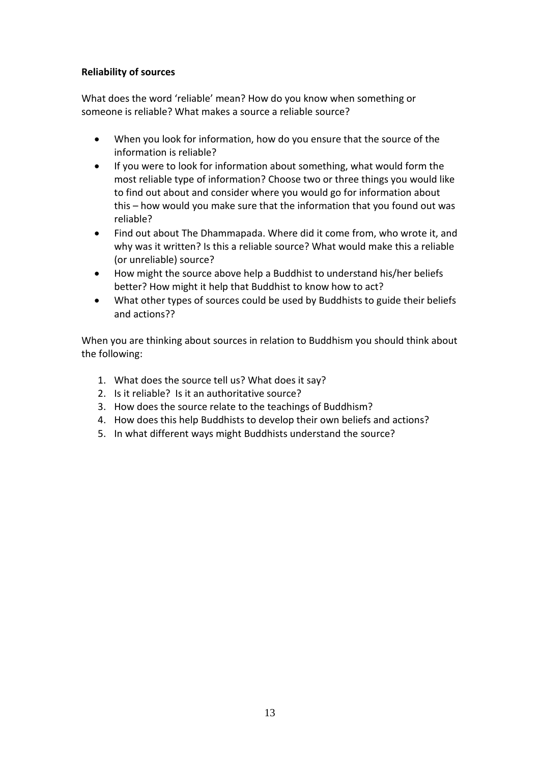**Reliability of sources**

What does the word 'reliable' mean? How do you know when something or someone is reliable? What makes a source a reliable source?

- When you look for information, how do you ensure that the source of the information is reliable?
- If you were to look for information about something, what would form the most reliable type of information? Choose two or three things you would like to find out about and consider where you would go for information about this – how would you make sure that the information that you found out was reliable?
- Find out about The Dhammapada. Where did it come from, who wrote it, and why was it written? Is this a reliable source? What would make this a reliable (or unreliable) source?
- How might the source above help a Buddhist to understand his/her beliefs better? How might it help that Buddhist to know how to act?
- What other types of sources could be used by Buddhists to guide their beliefs and actions??

When you are thinking about sources in relation to Buddhism you should think about the following:

1. What does the source tell us? What does it say?
2. Is it reliable? Is it an authoritative source?
3. How does the source relate to the teachings of Buddhism?
4. How does this help Buddhists to develop their own beliefs and actions?
5. In what different ways might Buddhists understand the source?